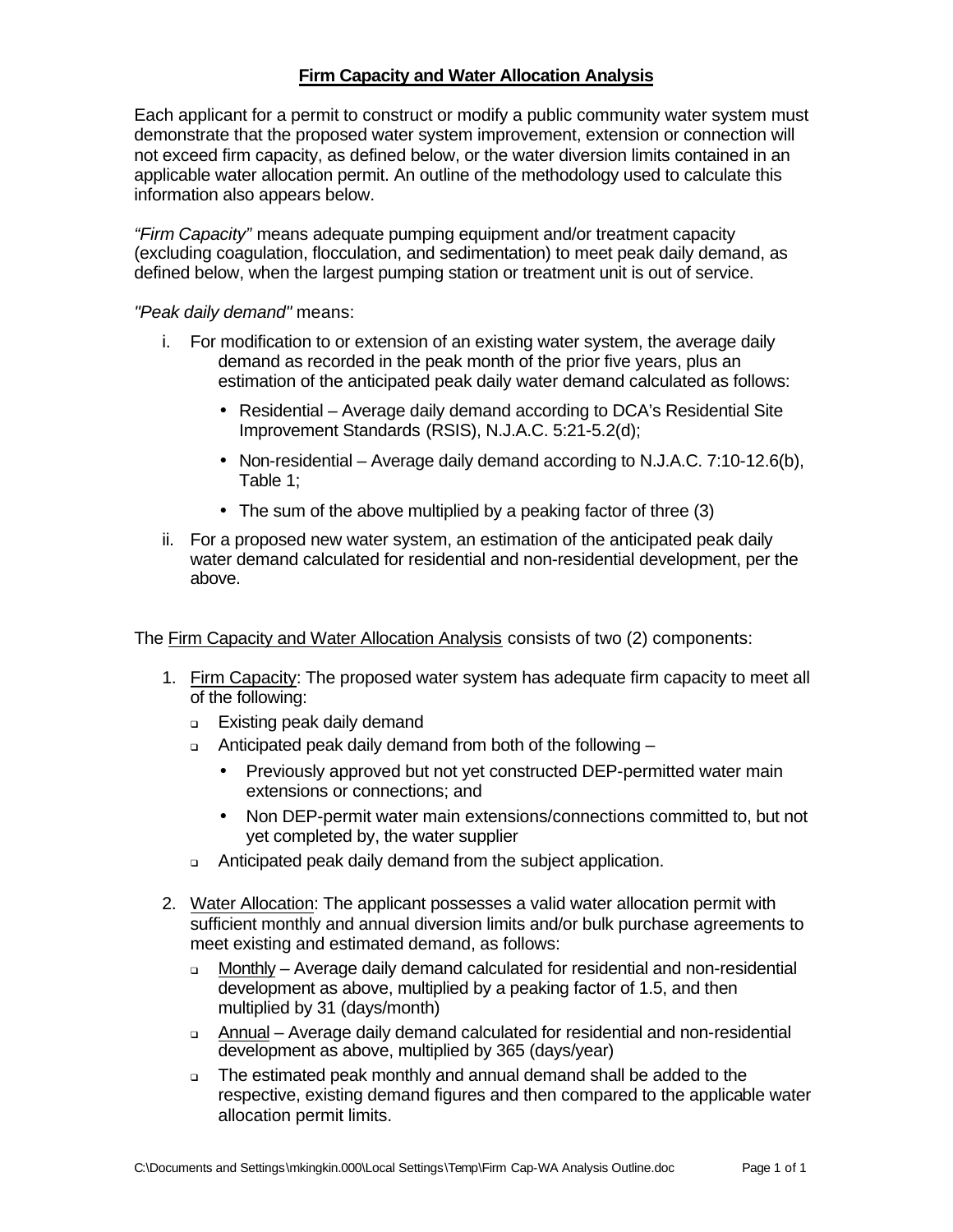# **Firm Capacity and Water Allocation Analysis**

Each applicant for a permit to construct or modify a public community water system must demonstrate that the proposed water system improvement, extension or connection will not exceed firm capacity, as defined below, or the water diversion limits contained in an applicable water allocation permit. An outline of the methodology used to calculate this information also appears below.

*"Firm Capacity"* means adequate pumping equipment and/or treatment capacity (excluding coagulation, flocculation, and sedimentation) to meet peak daily demand, as defined below, when the largest pumping station or treatment unit is out of service.

*"Peak daily demand"* means:

i. For modification to or extension of an existing water system, the average daily demand as recorded in the peak month of the prior five years, plus an estimation of the anticipated peak daily water demand calculated as follows:
   - Residential – Average daily demand according to DCA's Residential Site Improvement Standards (RSIS), N.J.A.C. 5:21-5.2(d);
   - Non-residential – Average daily demand according to N.J.A.C. 7:10-12.6(b), Table 1;
   - The sum of the above multiplied by a peaking factor of three (3)

ii. For a proposed new water system, an estimation of the anticipated peak daily water demand calculated for residential and non-residential development, per the above.

The <u>Firm Capacity and Water Allocation Analysis</u> consists of two (2) components:

1. <u>Firm Capacity</u>: The proposed water system has adequate firm capacity to meet all of the following:
   - Existing peak daily demand
   - Anticipated peak daily demand from both of the following –
     - Previously approved but not yet constructed DEP-permitted water main extensions or connections; and
     - Non DEP-permit water main extensions/connections committed to, but not yet completed by, the water supplier
   - Anticipated peak daily demand from the subject application.

2. <u>Water Allocation</u>: The applicant possesses a valid water allocation permit with sufficient monthly and annual diversion limits and/or bulk purchase agreements to meet existing and estimated demand, as follows:
   - <u>Monthly</u> – Average daily demand calculated for residential and non-residential development as above, multiplied by a peaking factor of 1.5, and then multiplied by 31 (days/month)
   - <u>Annual</u> – Average daily demand calculated for residential and non-residential development as above, multiplied by 365 (days/year)
   - The estimated peak monthly and annual demand shall be added to the respective, existing demand figures and then compared to the applicable water allocation permit limits.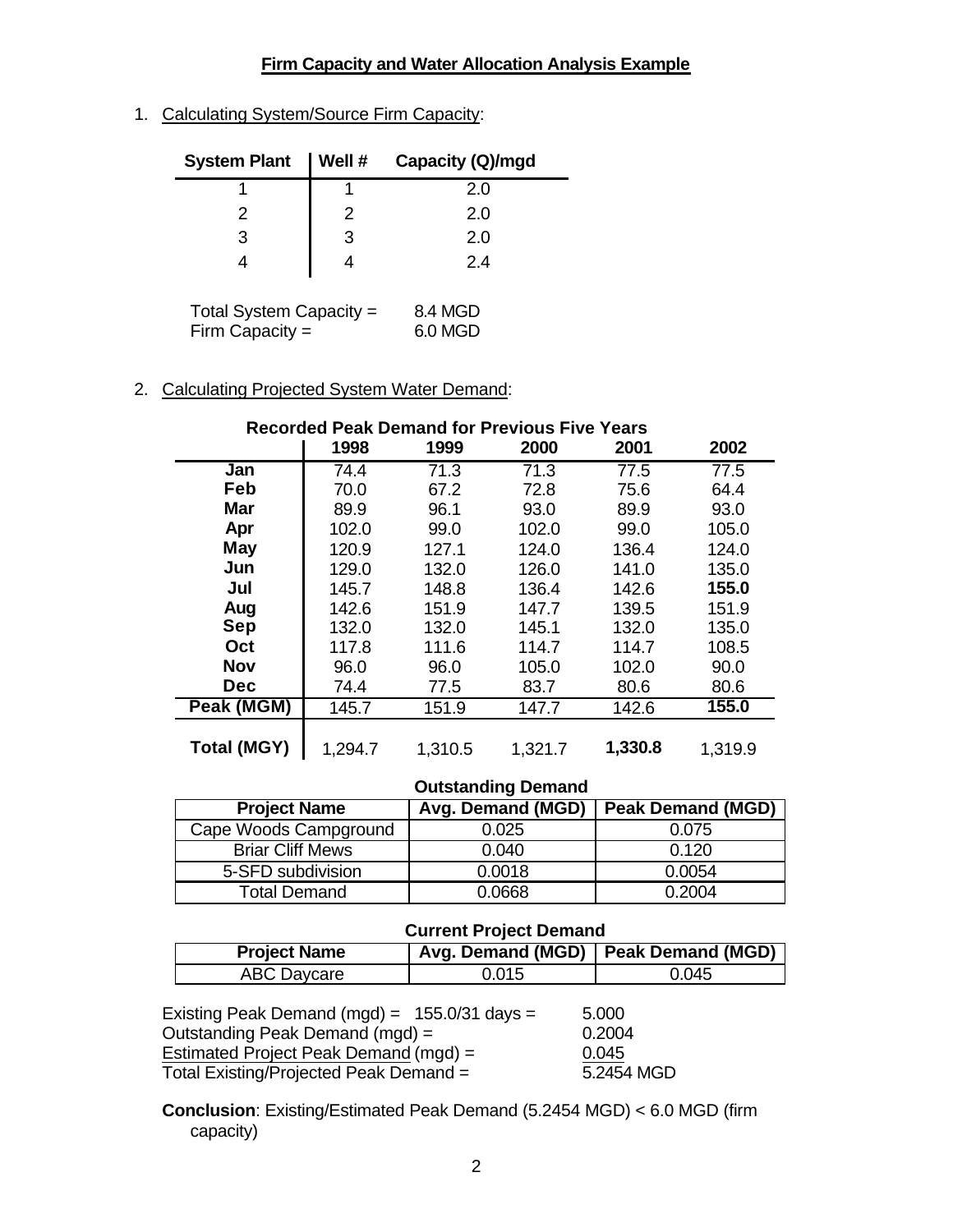## Firm Capacity and Water Allocation Analysis Example

1. Calculating System/Source Firm Capacity:

| System Plant | Well # | Capacity (Q)/mgd |
|---|---|---|
| 1 | 1 | 2.0 |
| 2 | 2 | 2.0 |
| 3 | 3 | 2.0 |
| 4 | 4 | 2.4 |

Total System Capacity = 8.4 MGD
Firm Capacity = 6.0 MGD

2. Calculating Projected System Water Demand:

**Recorded Peak Demand for Previous Five Years**

| | 1998 | 1999 | 2000 | 2001 | 2002 |
|---|---|---|---|---|---|
| **Jan** | 74.4 | 71.3 | 71.3 | 77.5 | 77.5 |
| **Feb** | 70.0 | 67.2 | 72.8 | 75.6 | 64.4 |
| **Mar** | 89.9 | 96.1 | 93.0 | 89.9 | 93.0 |
| **Apr** | 102.0 | 99.0 | 102.0 | 99.0 | 105.0 |
| **May** | 120.9 | 127.1 | 124.0 | 136.4 | 124.0 |
| **Jun** | 129.0 | 132.0 | 126.0 | 141.0 | 135.0 |
| **Jul** | 145.7 | 148.8 | 136.4 | 142.6 | **155.0** |
| **Aug** | 142.6 | 151.9 | 147.7 | 139.5 | 151.9 |
| **Sep** | 132.0 | 132.0 | 145.1 | 132.0 | 135.0 |
| **Oct** | 117.8 | 111.6 | 114.7 | 114.7 | 108.5 |
| **Nov** | 96.0 | 96.0 | 105.0 | 102.0 | 90.0 |
| **Dec** | 74.4 | 77.5 | 83.7 | 80.6 | 80.6 |
| **Peak (MGM)** | 145.7 | 151.9 | 147.7 | 142.6 | **155.0** |
| **Total (MGY)** | 1,294.7 | 1,310.5 | 1,321.7 | **1,330.8** | 1,319.9 |

**Outstanding Demand**

| Project Name | Avg. Demand (MGD) | Peak Demand (MGD) |
|---|---|---|
| Cape Woods Campground | 0.025 | 0.075 |
| Briar Cliff Mews | 0.040 | 0.120 |
| 5-SFD subdivision | 0.0018 | 0.0054 |
| Total Demand | 0.0668 | 0.2004 |

**Current Project Demand**

| Project Name | Avg. Demand (MGD) | Peak Demand (MGD) |
|---|---|---|
| ABC Daycare | 0.015 | 0.045 |

Existing Peak Demand (mgd) = 155.0/31 days = 5.000
Outstanding Peak Demand (mgd) = 0.2004
Estimated Project Peak Demand (mgd) = 0.045
Total Existing/Projected Peak Demand = 5.2454 MGD

**Conclusion**: Existing/Estimated Peak Demand (5.2454 MGD) < 6.0 MGD (firm capacity)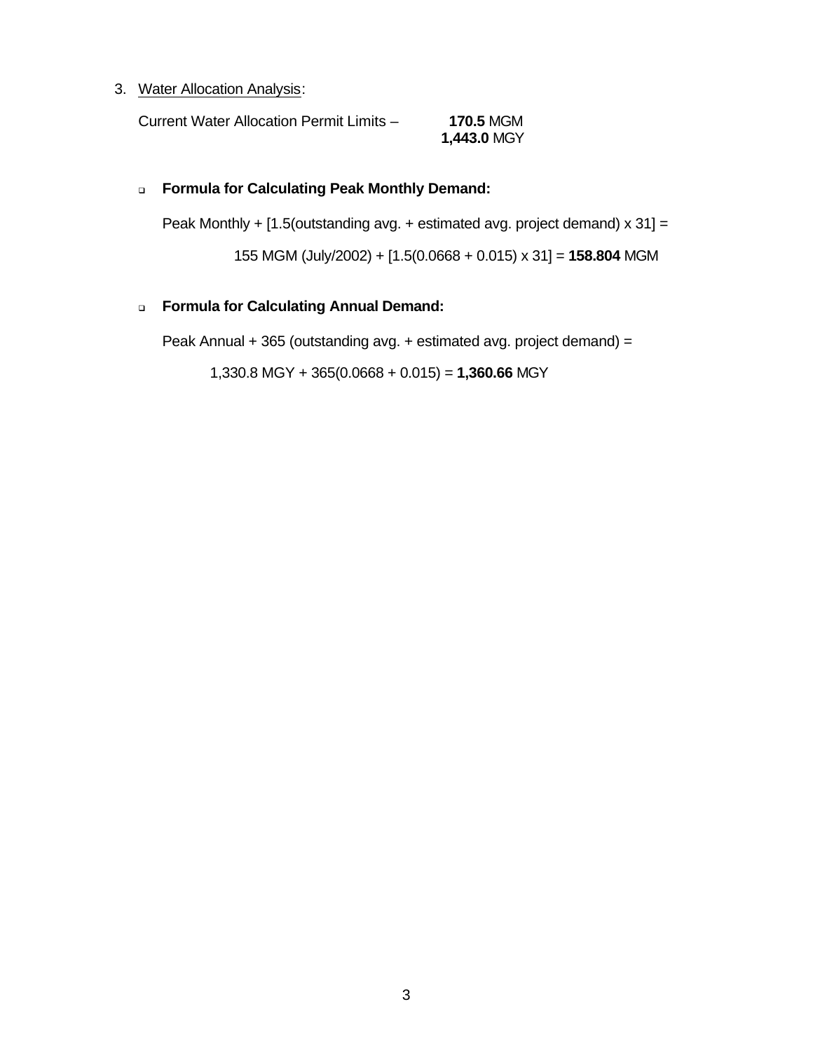3. <u>Water Allocation Analysis</u>:

   Current Water Allocation Permit Limits – **170.5** MGM
   **1,443.0** MGY

   - **Formula for Calculating Peak Monthly Demand:**

     Peak Monthly + [1.5(outstanding avg. + estimated avg. project demand) x 31] =

     155 MGM (July/2002) + [1.5(0.0668 + 0.015) x 31] = **158.804** MGM

   - **Formula for Calculating Annual Demand:**

     Peak Annual + 365 (outstanding avg. + estimated avg. project demand) =

     1,330.8 MGY + 365(0.0668 + 0.015) = **1,360.66** MGY